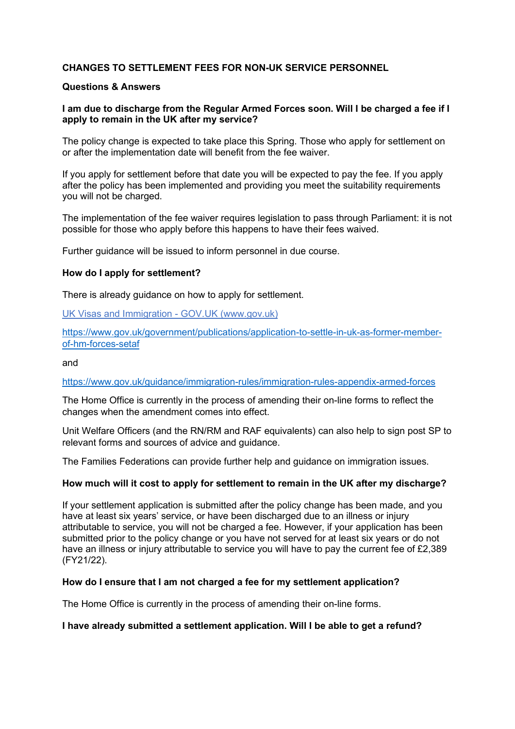# CHANGES TO SETTLEMENT FEES FOR NON-UK SERVICE PERSONNEL

## Questions & Answers

### I am due to discharge from the Regular Armed Forces soon. Will I be charged a fee if I apply to remain in the UK after my service?

The policy change is expected to take place this Spring. Those who apply for settlement on or after the implementation date will benefit from the fee waiver.

If you apply for settlement before that date you will be expected to pay the fee. If you apply after the policy has been implemented and providing you meet the suitability requirements you will not be charged.

The implementation of the fee waiver requires legislation to pass through Parliament: it is not possible for those who apply before this happens to have their fees waived.

Further guidance will be issued to inform personnel in due course.

### How do I apply for settlement?

There is already guidance on how to apply for settlement.

[UK Visas and Immigration - GOV.UK (www.gov.uk)](https://www.gov.uk)

[https://www.gov.uk/government/publications/application-to-settle-in-uk-as-former-member-of-hm-forces-setaf](https://www.gov.uk/government/publications/application-to-settle-in-uk-as-former-member-of-hm-forces-setaf)

and

[https://www.gov.uk/guidance/immigration-rules/immigration-rules-appendix-armed-forces](https://www.gov.uk/guidance/immigration-rules/immigration-rules-appendix-armed-forces)

The Home Office is currently in the process of amending their on-line forms to reflect the changes when the amendment comes into effect.

Unit Welfare Officers (and the RN/RM and RAF equivalents) can also help to sign post SP to relevant forms and sources of advice and guidance.

The Families Federations can provide further help and guidance on immigration issues.

### How much will it cost to apply for settlement to remain in the UK after my discharge?

If your settlement application is submitted after the policy change has been made, and you have at least six years' service, or have been discharged due to an illness or injury attributable to service, you will not be charged a fee. However, if your application has been submitted prior to the policy change or you have not served for at least six years or do not have an illness or injury attributable to service you will have to pay the current fee of £2,389 (FY21/22).

### How do I ensure that I am not charged a fee for my settlement application?

The Home Office is currently in the process of amending their on-line forms.

### I have already submitted a settlement application. Will I be able to get a refund?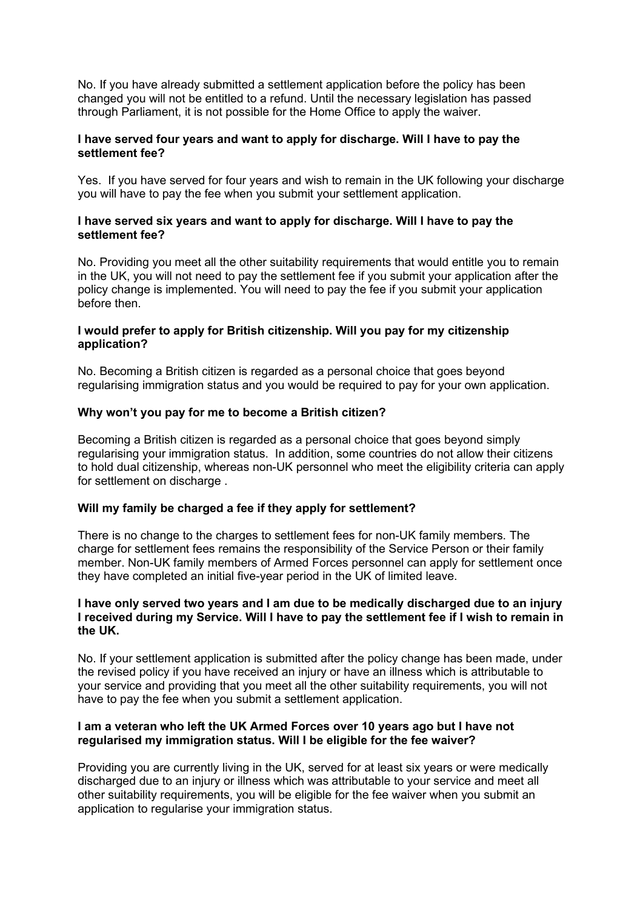No. If you have already submitted a settlement application before the policy has been changed you will not be entitled to a refund. Until the necessary legislation has passed through Parliament, it is not possible for the Home Office to apply the waiver.

**I have served four years and want to apply for discharge. Will I have to pay the settlement fee?**

Yes. If you have served for four years and wish to remain in the UK following your discharge you will have to pay the fee when you submit your settlement application.

**I have served six years and want to apply for discharge. Will I have to pay the settlement fee?**

No. Providing you meet all the other suitability requirements that would entitle you to remain in the UK, you will not need to pay the settlement fee if you submit your application after the policy change is implemented. You will need to pay the fee if you submit your application before then.

**I would prefer to apply for British citizenship. Will you pay for my citizenship application?**

No. Becoming a British citizen is regarded as a personal choice that goes beyond regularising immigration status and you would be required to pay for your own application.

**Why won't you pay for me to become a British citizen?**

Becoming a British citizen is regarded as a personal choice that goes beyond simply regularising your immigration status. In addition, some countries do not allow their citizens to hold dual citizenship, whereas non-UK personnel who meet the eligibility criteria can apply for settlement on discharge .

**Will my family be charged a fee if they apply for settlement?**

There is no change to the charges to settlement fees for non-UK family members. The charge for settlement fees remains the responsibility of the Service Person or their family member. Non-UK family members of Armed Forces personnel can apply for settlement once they have completed an initial five-year period in the UK of limited leave.

**I have only served two years and I am due to be medically discharged due to an injury I received during my Service. Will I have to pay the settlement fee if I wish to remain in the UK.**

No. If your settlement application is submitted after the policy change has been made, under the revised policy if you have received an injury or have an illness which is attributable to your service and providing that you meet all the other suitability requirements, you will not have to pay the fee when you submit a settlement application.

**I am a veteran who left the UK Armed Forces over 10 years ago but I have not regularised my immigration status. Will I be eligible for the fee waiver?**

Providing you are currently living in the UK, served for at least six years or were medically discharged due to an injury or illness which was attributable to your service and meet all other suitability requirements, you will be eligible for the fee waiver when you submit an application to regularise your immigration status.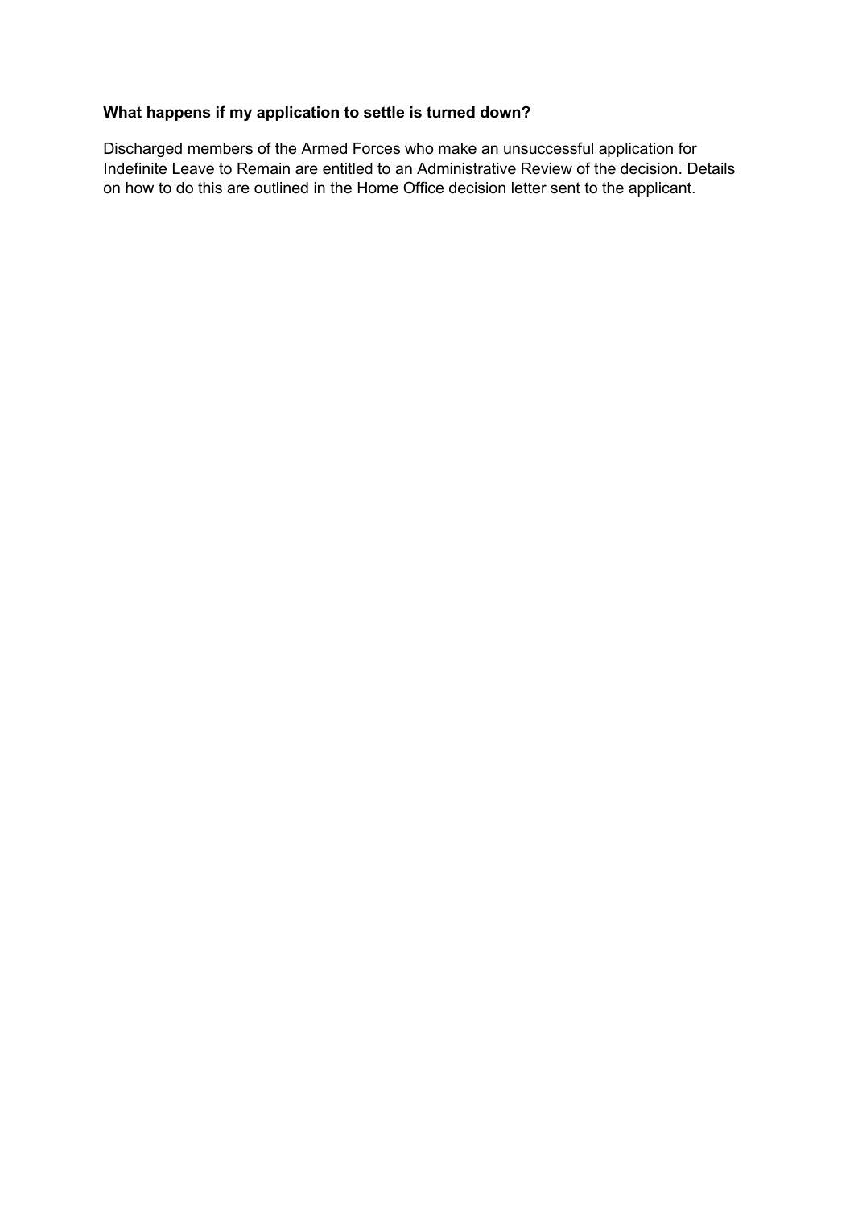**What happens if my application to settle is turned down?**

Discharged members of the Armed Forces who make an unsuccessful application for Indefinite Leave to Remain are entitled to an Administrative Review of the decision. Details on how to do this are outlined in the Home Office decision letter sent to the applicant.